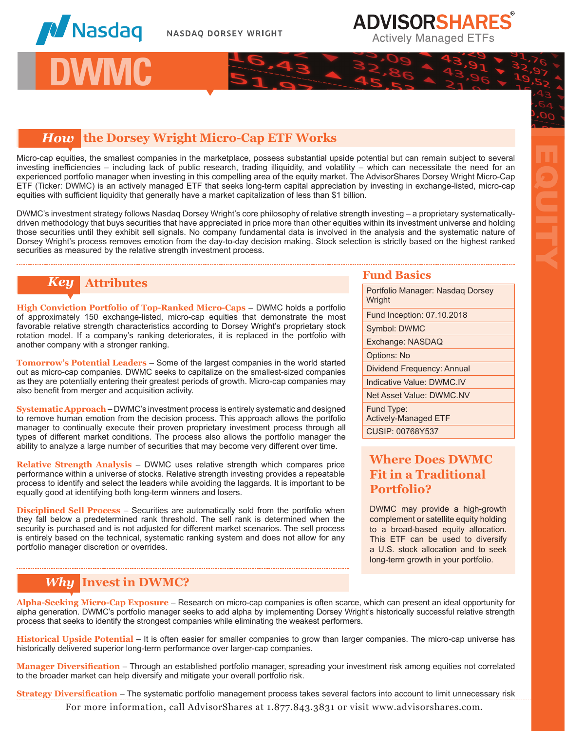Nasdaq NASDAQ DORSEY WRIGHT

ADVISORSHARES® Actively Managed ETFs

# DWMC

EQUITY

## How the Dorsey Wright Micro-Cap ETF Works

Micro-cap equities, the smallest companies in the marketplace, possess substantial upside potential but can remain subject to several investing inefficiencies – including lack of public research, trading illiquidity, and volatility – which can necessitate the need for an experienced portfolio manager when investing in this compelling area of the equity market. The AdvisorShares Dorsey Wright Micro-Cap ETF (Ticker: DWMC) is an actively managed ETF that seeks long-term capital appreciation by investing in exchange-listed, micro-cap equities with sufficient liquidity that generally have a market capitalization of less than $1 billion.

DWMC's investment strategy follows Nasdaq Dorsey Wright's core philosophy of relative strength investing – a proprietary systematically-driven methodology that buys securities that have appreciated in price more than other equities within its investment universe and holding those securities until they exhibit sell signals. No company fundamental data is involved in the analysis and the systematic nature of Dorsey Wright's process removes emotion from the day-to-day decision making. Stock selection is strictly based on the highest ranked securities as measured by the relative strength investment process.

## Key Attributes

**High Conviction Portfolio of Top-Ranked Micro-Caps** – DWMC holds a portfolio of approximately 150 exchange-listed, micro-cap equities that demonstrate the most favorable relative strength characteristics according to Dorsey Wright's proprietary stock rotation model. If a company's ranking deteriorates, it is replaced in the portfolio with another company with a stronger ranking.

**Tomorrow's Potential Leaders** – Some of the largest companies in the world started out as micro-cap companies. DWMC seeks to capitalize on the smallest-sized companies as they are potentially entering their greatest periods of growth. Micro-cap companies may also benefit from merger and acquisition activity.

**Systematic Approach** – DWMC's investment process is entirely systematic and designed to remove human emotion from the decision process. This approach allows the portfolio manager to continually execute their proven proprietary investment process through all types of different market conditions. The process also allows the portfolio manager the ability to analyze a large number of securities that may become very different over time.

**Relative Strength Analysis** – DWMC uses relative strength which compares price performance within a universe of stocks. Relative strength investing provides a repeatable process to identify and select the leaders while avoiding the laggards. It is important to be equally good at identifying both long-term winners and losers.

**Disciplined Sell Process** – Securities are automatically sold from the portfolio when they fall below a predetermined rank threshold. The sell rank is determined when the security is purchased and is not adjusted for different market scenarios. The sell process is entirely based on the technical, systematic ranking system and does not allow for any portfolio manager discretion or overrides.

## Fund Basics

| Fund Basics |
|---|
| Portfolio Manager: Nasdaq Dorsey Wright |
| Fund Inception: 07.10.2018 |
| Symbol: DWMC |
| Exchange: NASDAQ |
| Options: No |
| Dividend Frequency: Annual |
| Indicative Value: DWMC.IV |
| Net Asset Value: DWMC.NV |
| Fund Type: Actively-Managed ETF |
| CUSIP: 00768Y537 |

## Where Does DWMC Fit in a Traditional Portfolio?

DWMC may provide a high-growth complement or satellite equity holding to a broad-based equity allocation. This ETF can be used to diversify a U.S. stock allocation and to seek long-term growth in your portfolio.

## Why Invest in DWMC?

**Alpha-Seeking Micro-Cap Exposure** – Research on micro-cap companies is often scarce, which can present an ideal opportunity for alpha generation. DWMC's portfolio manager seeks to add alpha by implementing Dorsey Wright's historically successful relative strength process that seeks to identify the strongest companies while eliminating the weakest performers.

**Historical Upside Potential** – It is often easier for smaller companies to grow than larger companies. The micro-cap universe has historically delivered superior long-term performance over larger-cap companies.

**Manager Diversification** – Through an established portfolio manager, spreading your investment risk among equities not correlated to the broader market can help diversify and mitigate your overall portfolio risk.

**Strategy Diversification** – The systematic portfolio management process takes several factors into account to limit unnecessary risk

For more information, call AdvisorShares at 1.877.843.3831 or visit www.advisorshares.com.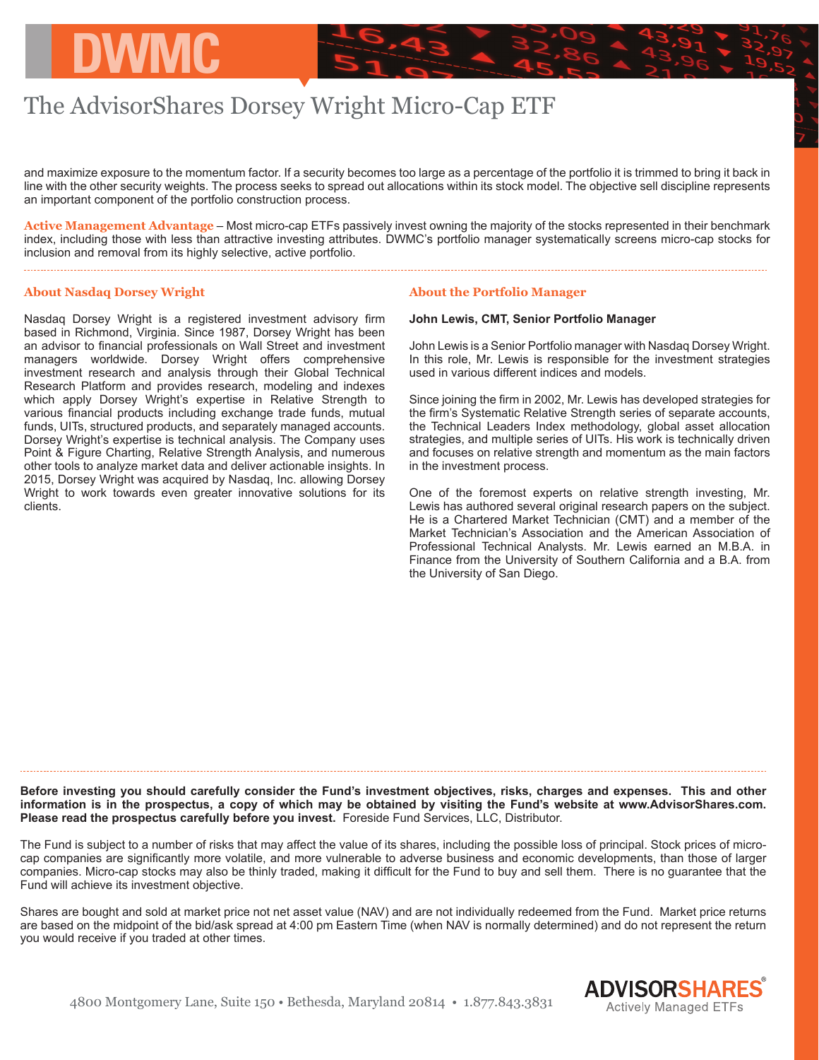# DWMC

## The AdvisorShares Dorsey Wright Micro-Cap ETF

and maximize exposure to the momentum factor. If a security becomes too large as a percentage of the portfolio it is trimmed to bring it back in line with the other security weights. The process seeks to spread out allocations within its stock model. The objective sell discipline represents an important component of the portfolio construction process.

**Active Management Advantage** – Most micro-cap ETFs passively invest owning the majority of the stocks represented in their benchmark index, including those with less than attractive investing attributes. DWMC's portfolio manager systematically screens micro-cap stocks for inclusion and removal from its highly selective, active portfolio.

### About Nasdaq Dorsey Wright

Nasdaq Dorsey Wright is a registered investment advisory firm based in Richmond, Virginia. Since 1987, Dorsey Wright has been an advisor to financial professionals on Wall Street and investment managers worldwide. Dorsey Wright offers comprehensive investment research and analysis through their Global Technical Research Platform and provides research, modeling and indexes which apply Dorsey Wright's expertise in Relative Strength to various financial products including exchange trade funds, mutual funds, UITs, structured products, and separately managed accounts. Dorsey Wright's expertise is technical analysis. The Company uses Point & Figure Charting, Relative Strength Analysis, and numerous other tools to analyze market data and deliver actionable insights. In 2015, Dorsey Wright was acquired by Nasdaq, Inc. allowing Dorsey Wright to work towards even greater innovative solutions for its clients.

### About the Portfolio Manager

**John Lewis, CMT, Senior Portfolio Manager**

John Lewis is a Senior Portfolio manager with Nasdaq Dorsey Wright. In this role, Mr. Lewis is responsible for the investment strategies used in various different indices and models.

Since joining the firm in 2002, Mr. Lewis has developed strategies for the firm's Systematic Relative Strength series of separate accounts, the Technical Leaders Index methodology, global asset allocation strategies, and multiple series of UITs. His work is technically driven and focuses on relative strength and momentum as the main factors in the investment process.

One of the foremost experts on relative strength investing, Mr. Lewis has authored several original research papers on the subject. He is a Chartered Market Technician (CMT) and a member of the Market Technician's Association and the American Association of Professional Technical Analysts. Mr. Lewis earned an M.B.A. in Finance from the University of Southern California and a B.A. from the University of San Diego.

**Before investing you should carefully consider the Fund's investment objectives, risks, charges and expenses. This and other information is in the prospectus, a copy of which may be obtained by visiting the Fund's website at www.AdvisorShares.com. Please read the prospectus carefully before you invest.** Foreside Fund Services, LLC, Distributor.

The Fund is subject to a number of risks that may affect the value of its shares, including the possible loss of principal. Stock prices of micro-cap companies are significantly more volatile, and more vulnerable to adverse business and economic developments, than those of larger companies. Micro-cap stocks may also be thinly traded, making it difficult for the Fund to buy and sell them. There is no guarantee that the Fund will achieve its investment objective.

Shares are bought and sold at market price not net asset value (NAV) and are not individually redeemed from the Fund. Market price returns are based on the midpoint of the bid/ask spread at 4:00 pm Eastern Time (when NAV is normally determined) and do not represent the return you would receive if you traded at other times.

4800 Montgomery Lane, Suite 150 • Bethesda, Maryland 20814 • 1.877.843.3831

ADVISORSHARES®
Actively Managed ETFs